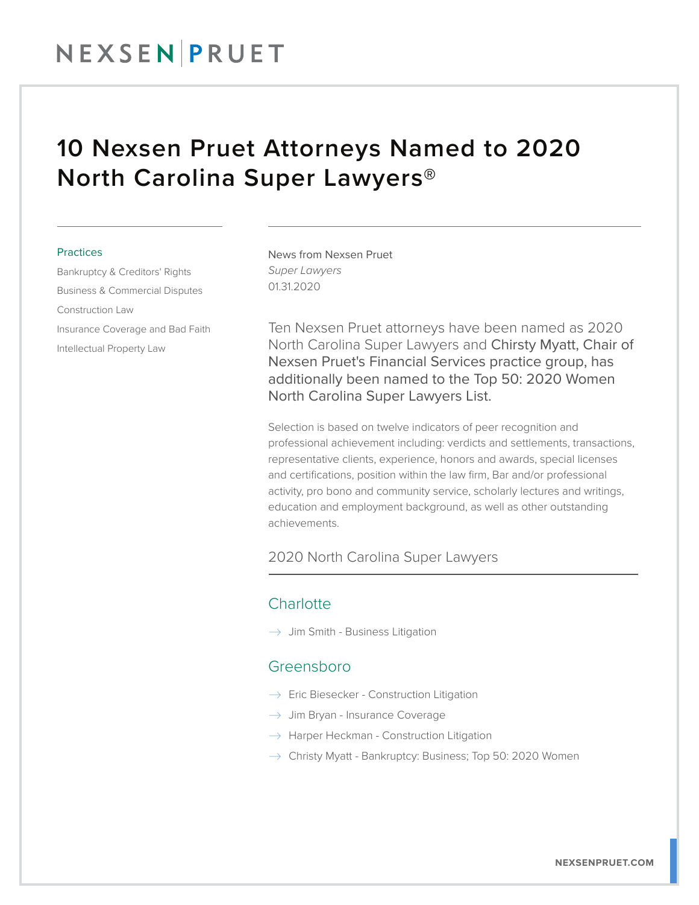# 10 Nexsen Pruet Attorneys Named to 2020 North Carolina Super Lawyers®

### Practices

- Bankruptcy & Creditors' Rights
- Business & Commercial Disputes
- Construction Law
- Insurance Coverage and Bad Faith
- Intellectual Property Law

News from Nexsen Pruet
*Super Lawyers*
01.31.2020

Ten Nexsen Pruet attorneys have been named as 2020 North Carolina Super Lawyers and Chirsty Myatt, Chair of Nexsen Pruet's Financial Services practice group, has additionally been named to the Top 50: 2020 Women North Carolina Super Lawyers List.

Selection is based on twelve indicators of peer recognition and professional achievement including: verdicts and settlements, transactions, representative clients, experience, honors and awards, special licenses and certifications, position within the law firm, Bar and/or professional activity, pro bono and community service, scholarly lectures and writings, education and employment background, as well as other outstanding achievements.

## 2020 North Carolina Super Lawyers

### Charlotte

- Jim Smith - Business Litigation

### Greensboro

- Eric Biesecker - Construction Litigation
- Jim Bryan - Insurance Coverage
- Harper Heckman - Construction Litigation
- Christy Myatt - Bankruptcy: Business; Top 50: 2020 Women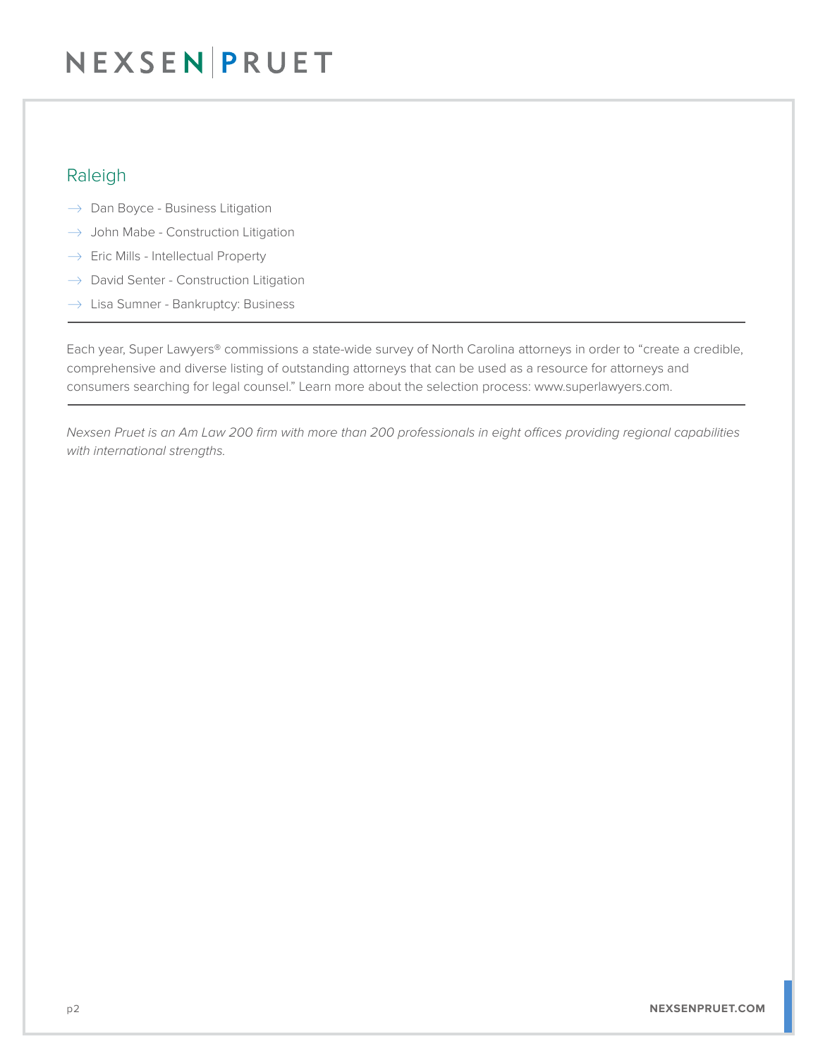## Raleigh

- Dan Boyce - Business Litigation
- John Mabe - Construction Litigation
- Eric Mills - Intellectual Property
- David Senter - Construction Litigation
- Lisa Sumner - Bankruptcy: Business

---

Each year, Super Lawyers® commissions a state-wide survey of North Carolina attorneys in order to "create a credible, comprehensive and diverse listing of outstanding attorneys that can be used as a resource for attorneys and consumers searching for legal counsel." Learn more about the selection process: www.superlawyers.com.

---

*Nexsen Pruet is an Am Law 200 firm with more than 200 professionals in eight offices providing regional capabilities with international strengths.*